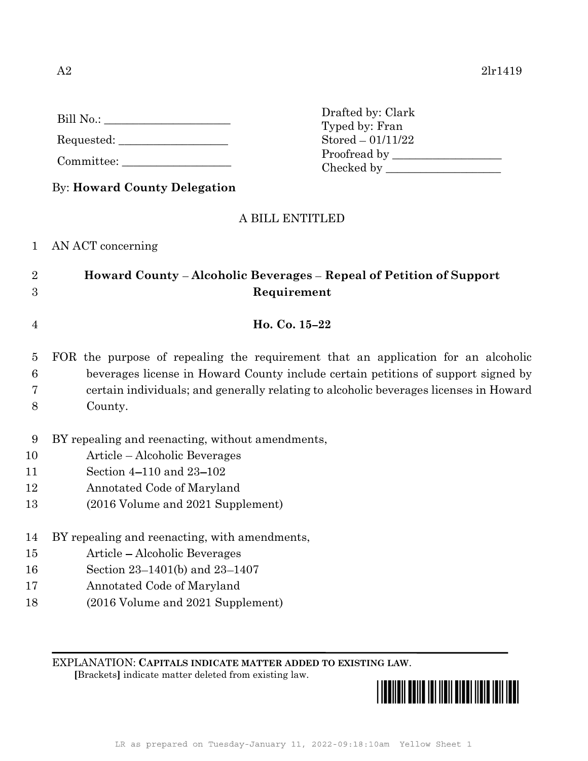A2 2lr1419

Bill No.: ____________________

Requested: ____________________

Committee: ____________________

Drafted by: Clark
Typed by: Fran
Stored – 01/11/22
Proofread by ____________________
Checked by ____________________

By: **Howard County Delegation**

A BILL ENTITLED

1 AN ACT concerning

2 **Howard County – Alcoholic Beverages – Repeal of Petition of Support**
3 **Requirement**

4 **Ho. Co. 15–22**

5 FOR the purpose of repealing the requirement that an application for an alcoholic
6 beverages license in Howard County include certain petitions of support signed by
7 certain individuals; and generally relating to alcoholic beverages licenses in Howard
8 County.

9 BY repealing and reenacting, without amendments,
10 Article – Alcoholic Beverages
11 Section 4–110 and 23–102
12 Annotated Code of Maryland
13 (2016 Volume and 2021 Supplement)

14 BY repealing and reenacting, with amendments,
15 Article – Alcoholic Beverages
16 Section 23–1401(b) and 23–1407
17 Annotated Code of Maryland
18 (2016 Volume and 2021 Supplement)

EXPLANATION: **CAPITALS INDICATE MATTER ADDED TO EXISTING LAW.**
**[**Brackets**]** indicate matter deleted from existing law.

LR as prepared on Tuesday-January 11, 2022-09:18:10am Yellow Sheet 1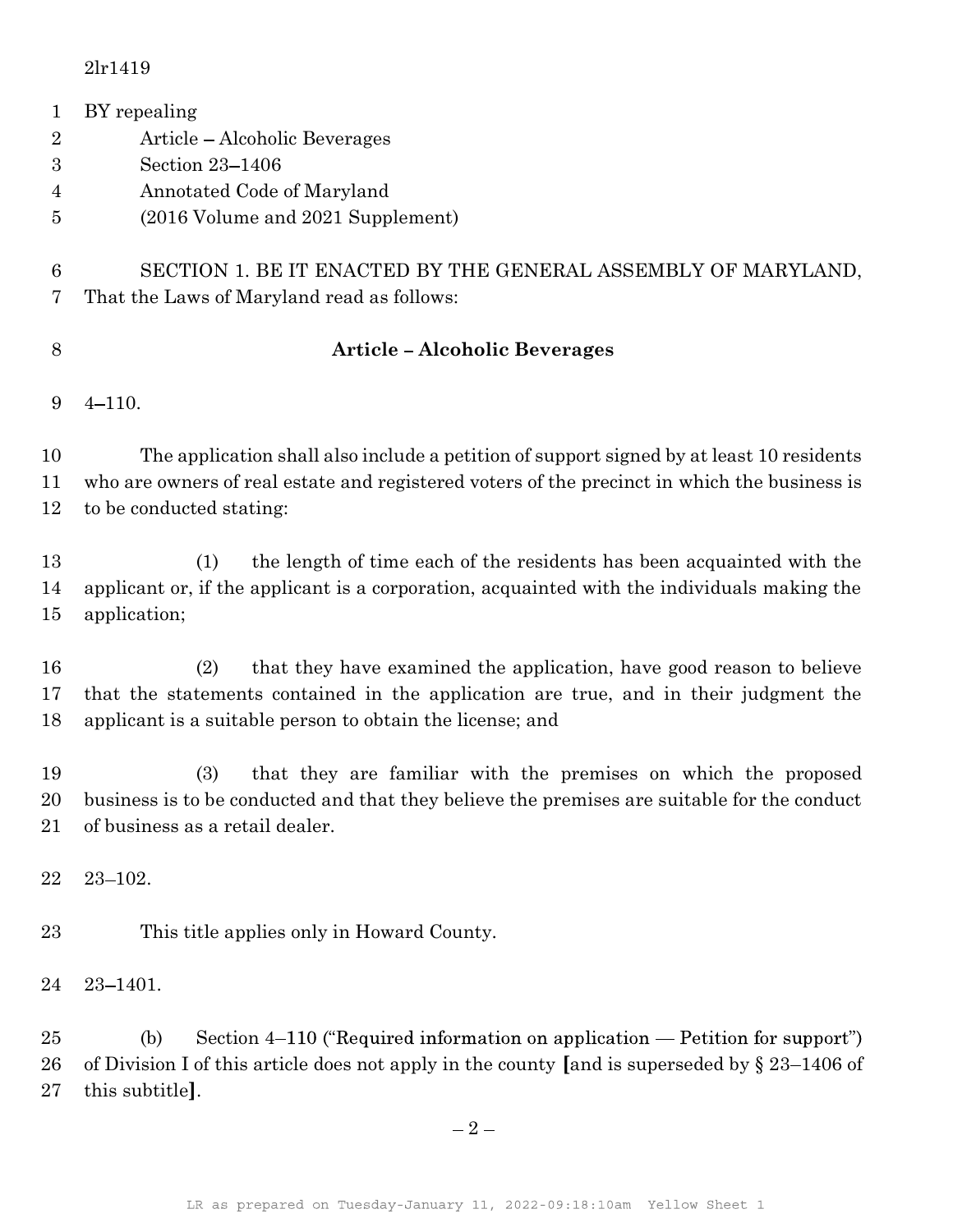2lr1419

BY repealing

Article – Alcoholic Beverages

Section 23–1406

Annotated Code of Maryland

(2016 Volume and 2021 Supplement)

SECTION 1. BE IT ENACTED BY THE GENERAL ASSEMBLY OF MARYLAND, That the Laws of Maryland read as follows:

**Article – Alcoholic Beverages**

4–110.

The application shall also include a petition of support signed by at least 10 residents who are owners of real estate and registered voters of the precinct in which the business is to be conducted stating:

(1) the length of time each of the residents has been acquainted with the applicant or, if the applicant is a corporation, acquainted with the individuals making the application;

(2) that they have examined the application, have good reason to believe that the statements contained in the application are true, and in their judgment the applicant is a suitable person to obtain the license; and

(3) that they are familiar with the premises on which the proposed business is to be conducted and that they believe the premises are suitable for the conduct of business as a retail dealer.

23–102.

This title applies only in Howard County.

23–1401.

(b) Section 4–110 ("Required information on application — Petition for support") of Division I of this article does not apply in the county **[**and is superseded by § 23–1406 of this subtitle**]**.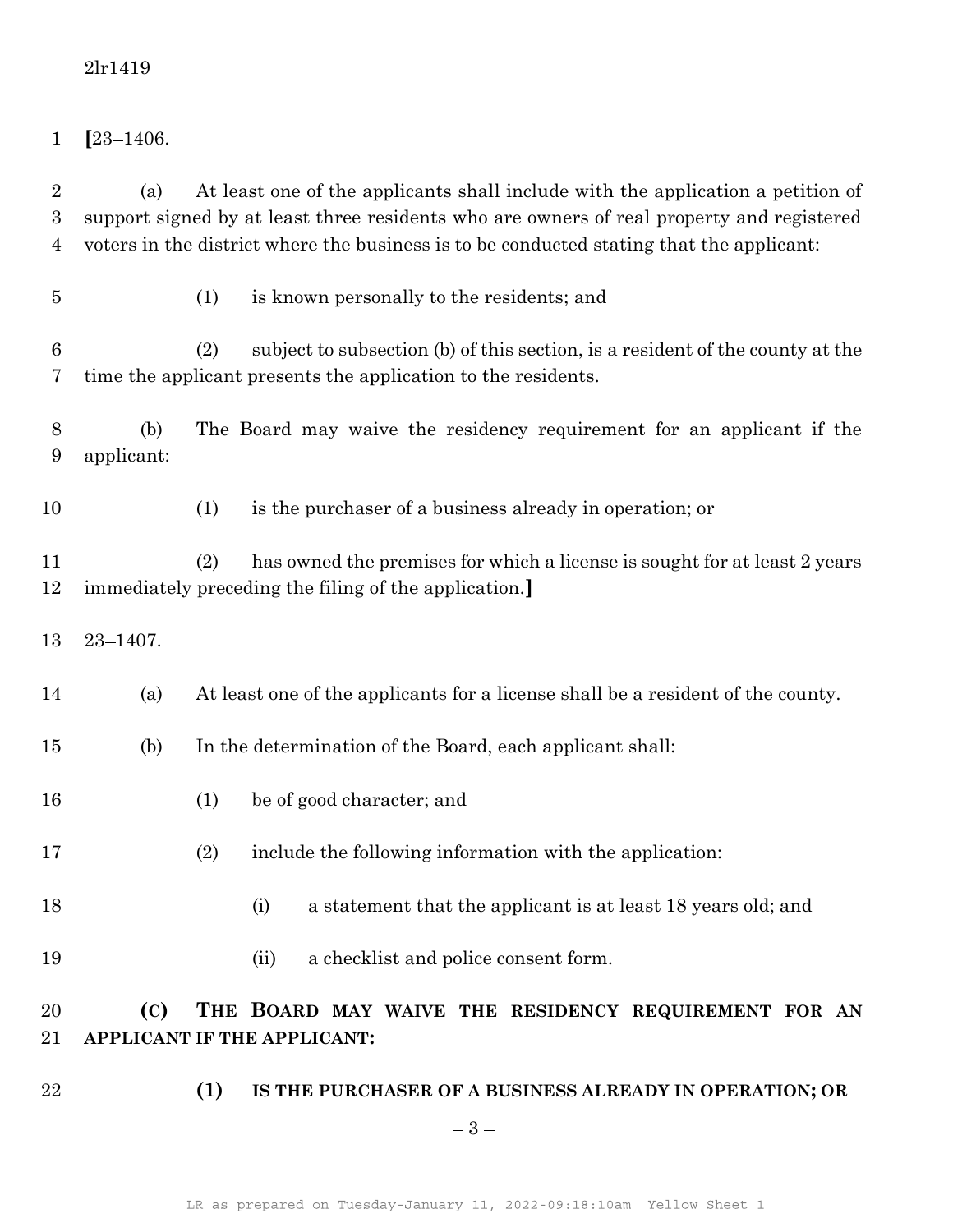**[**23–1406.

(a) At least one of the applicants shall include with the application a petition of support signed by at least three residents who are owners of real property and registered voters in the district where the business is to be conducted stating that the applicant:

(1) is known personally to the residents; and

(2) subject to subsection (b) of this section, is a resident of the county at the time the applicant presents the application to the residents.

(b) The Board may waive the residency requirement for an applicant if the applicant:

(1) is the purchaser of a business already in operation; or

(2) has owned the premises for which a license is sought for at least 2 years immediately preceding the filing of the application.**]**

23–1407.

(a) At least one of the applicants for a license shall be a resident of the county.

(b) In the determination of the Board, each applicant shall:

(1) be of good character; and

(2) include the following information with the application:

(i) a statement that the applicant is at least 18 years old; and

(ii) a checklist and police consent form.

**(C) THE BOARD MAY WAIVE THE RESIDENCY REQUIREMENT FOR AN APPLICANT IF THE APPLICANT:**

**(1) IS THE PURCHASER OF A BUSINESS ALREADY IN OPERATION; OR**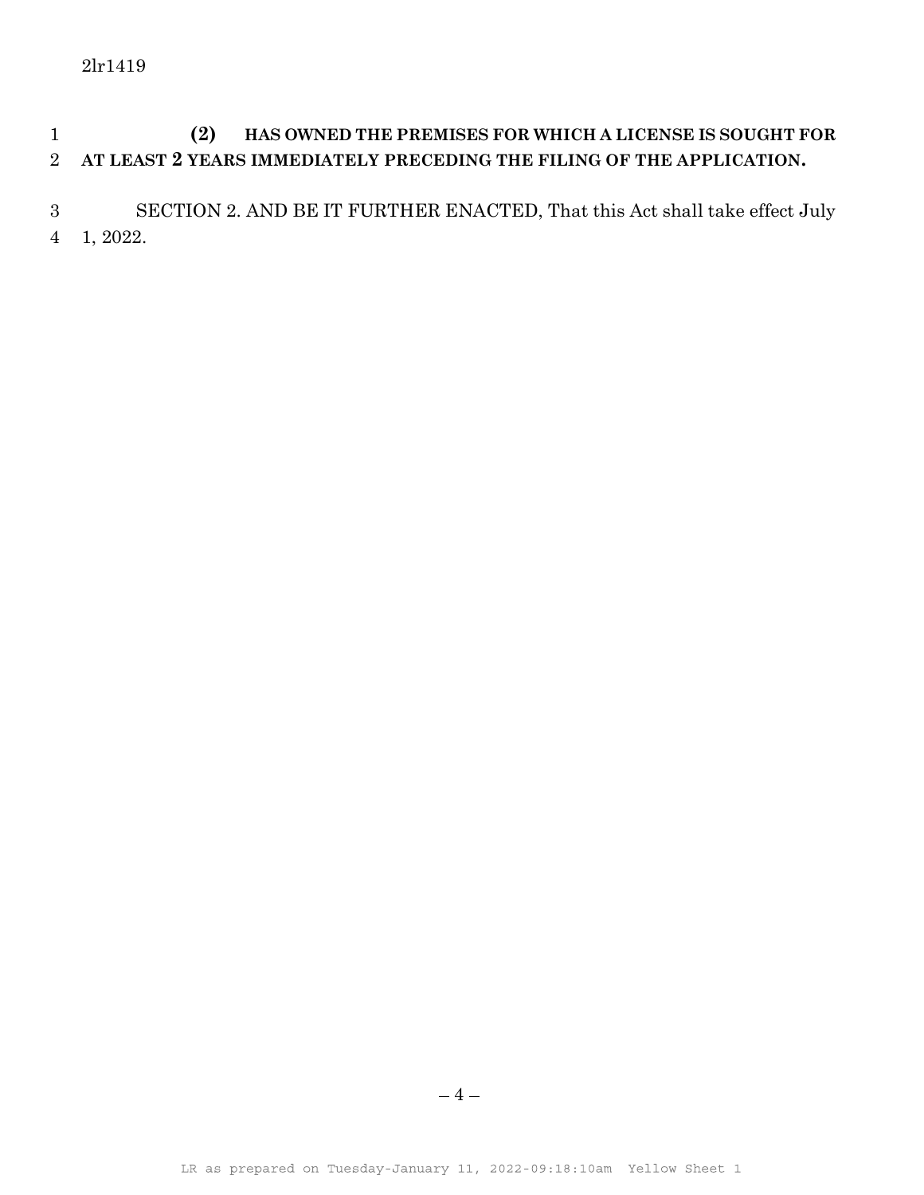**(2) HAS OWNED THE PREMISES FOR WHICH A LICENSE IS SOUGHT FOR AT LEAST 2 YEARS IMMEDIATELY PRECEDING THE FILING OF THE APPLICATION.**

SECTION 2. AND BE IT FURTHER ENACTED, That this Act shall take effect July 1, 2022.